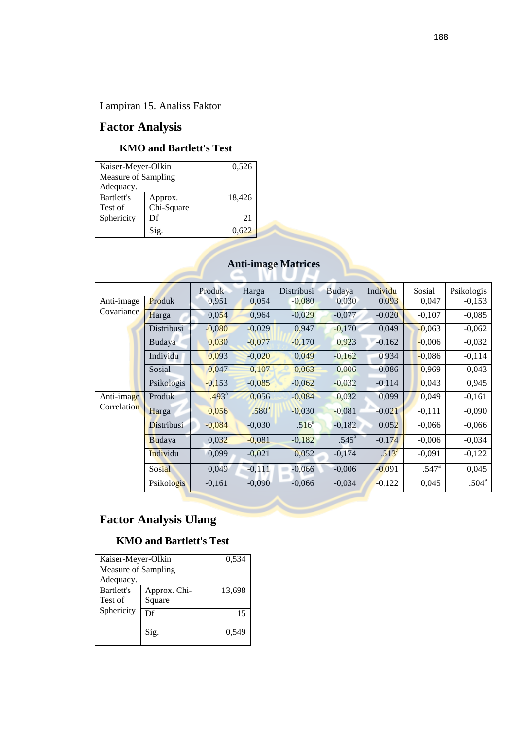Lampiran 15. Analiss Faktor

## Factor Analysis

### KMO and Bartlett's Test

| | | |
|---|---|---|
| Kaiser-Meyer-Olkin Measure of Sampling Adequacy. | | 0,526 |
| Bartlett's Test of Sphericity | Approx. Chi-Square | 18,426 |
| | Df | 21 |
| | Sig. | 0,622 |

### Anti-image Matrices

| | | Produk | Harga | Distribusi | Budaya | Individu | Sosial | Psikologis |
|---|---|---|---|---|---|---|---|---|
| Anti-image Covariance | Produk | 0,951 | 0,054 | -0,080 | 0,030 | 0,093 | 0,047 | -0,153 |
| | Harga | 0,054 | 0,964 | -0,029 | -0,077 | -0,020 | -0,107 | -0,085 |
| | Distribusi | -0,080 | -0,029 | 0,947 | -0,170 | 0,049 | -0,063 | -0,062 |
| | Budaya | 0,030 | -0,077 | -0,170 | 0,923 | -0,162 | -0,006 | -0,032 |
| | Individu | 0,093 | -0,020 | 0,049 | -0,162 | 0,934 | -0,086 | -0,114 |
| | Sosial | 0,047 | -0,107 | -0,063 | -0,006 | -0,086 | 0,969 | 0,043 |
| | Psikologis | -0,153 | -0,085 | -0,062 | -0,032 | -0,114 | 0,043 | 0,945 |
| Anti-image Correlation | Produk | .493[a] | 0,056 | -0,084 | 0,032 | 0,099 | 0,049 | -0,161 |
| | Harga | 0,056 | .580[a] | -0,030 | -0,081 | -0,021 | -0,111 | -0,090 |
| | Distribusi | -0,084 | -0,030 | .516[a] | -0,182 | 0,052 | -0,066 | -0,066 |
| | Budaya | 0,032 | -0,081 | -0,182 | .545[a] | -0,174 | -0,006 | -0,034 |
| | Individu | 0,099 | -0,021 | 0,052 | -0,174 | .513[a] | -0,091 | -0,122 |
| | Sosial | 0,049 | -0,111 | -0,066 | -0,006 | -0,091 | .547[a] | 0,045 |
| | Psikologis | -0,161 | -0,090 | -0,066 | -0,034 | -0,122 | 0,045 | .504[a] |

## Factor Analysis Ulang

### KMO and Bartlett's Test

| | | |
|---|---|---|
| Kaiser-Meyer-Olkin Measure of Sampling Adequacy. | | 0,534 |
| Bartlett's Test of Sphericity | Approx. Chi-Square | 13,698 |
| | Df | 15 |
| | Sig. | 0,549 |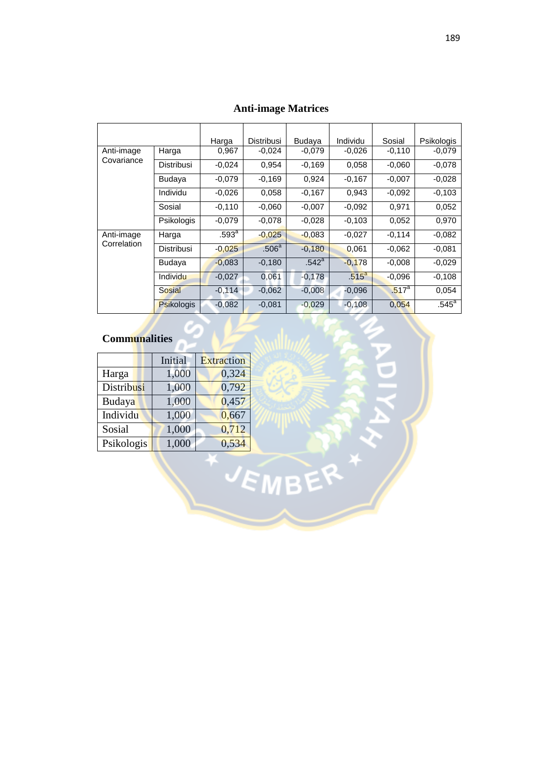## Anti-image Matrices

| | | Harga | Distribusi | Budaya | Individu | Sosial | Psikologis |
|---|---|---|---|---|---|---|---|
| Anti-image Covariance | Harga | 0,967 | -0,024 | -0,079 | -0,026 | -0,110 | -0,079 |
| | Distribusi | -0,024 | 0,954 | -0,169 | 0,058 | -0,060 | -0,078 |
| | Budaya | -0,079 | -0,169 | 0,924 | -0,167 | -0,007 | -0,028 |
| | Individu | -0,026 | 0,058 | -0,167 | 0,943 | -0,092 | -0,103 |
| | Sosial | -0,110 | -0,060 | -0,007 | -0,092 | 0,971 | 0,052 |
| | Psikologis | -0,079 | -0,078 | -0,028 | -0,103 | 0,052 | 0,970 |
| Anti-image Correlation | Harga | .593[a] | -0,025 | -0,083 | -0,027 | -0,114 | -0,082 |
| | Distribusi | -0,025 | .506[a] | -0,180 | 0,061 | -0,062 | -0,081 |
| | Budaya | -0,083 | -0,180 | .542[a] | -0,178 | -0,008 | -0,029 |
| | Individu | -0,027 | 0,061 | -0,178 | .515[a] | -0,096 | -0,108 |
| | Sosial | -0,114 | -0,062 | -0,008 | -0,096 | .517[a] | 0,054 |
| | Psikologis | -0,082 | -0,081 | -0,029 | -0,108 | 0,054 | .545[a] |

## Communalities

| | Initial | Extraction |
|---|---|---|
| Harga | 1,000 | 0,324 |
| Distribusi | 1,000 | 0,792 |
| Budaya | 1,000 | 0,457 |
| Individu | 1,000 | 0,667 |
| Sosial | 1,000 | 0,712 |
| Psikologis | 1,000 | 0,534 |